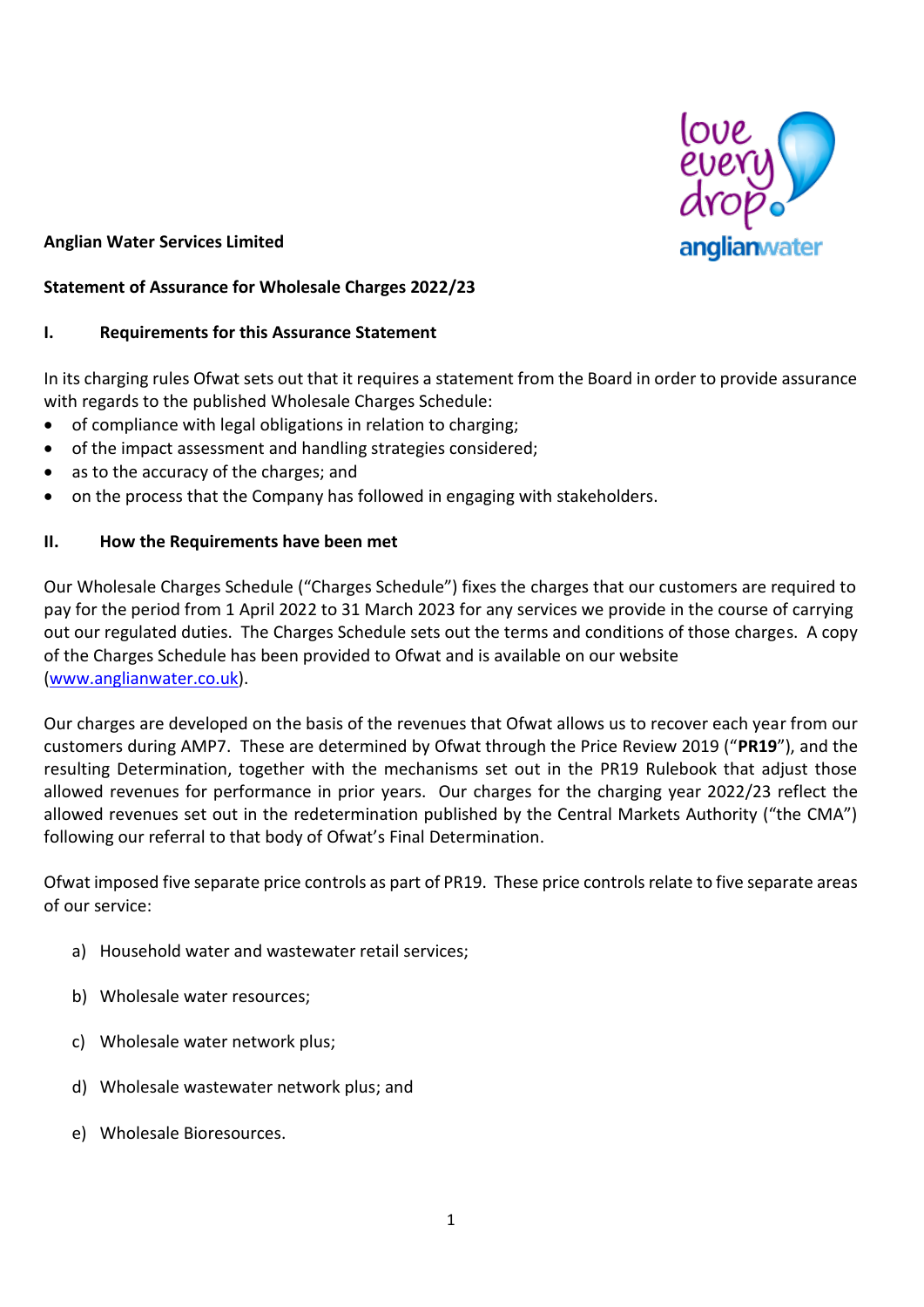**Anglian Water Services Limited**

**Statement of Assurance for Wholesale Charges 2022/23**

## I. Requirements for this Assurance Statement

In its charging rules Ofwat sets out that it requires a statement from the Board in order to provide assurance with regards to the published Wholesale Charges Schedule:

- of compliance with legal obligations in relation to charging;
- of the impact assessment and handling strategies considered;
- as to the accuracy of the charges; and
- on the process that the Company has followed in engaging with stakeholders.

## II. How the Requirements have been met

Our Wholesale Charges Schedule ("Charges Schedule") fixes the charges that our customers are required to pay for the period from 1 April 2022 to 31 March 2023 for any services we provide in the course of carrying out our regulated duties. The Charges Schedule sets out the terms and conditions of those charges. A copy of the Charges Schedule has been provided to Ofwat and is available on our website (www.anglianwater.co.uk).

Our charges are developed on the basis of the revenues that Ofwat allows us to recover each year from our customers during AMP7. These are determined by Ofwat through the Price Review 2019 ("**PR19**"), and the resulting Determination, together with the mechanisms set out in the PR19 Rulebook that adjust those allowed revenues for performance in prior years. Our charges for the charging year 2022/23 reflect the allowed revenues set out in the redetermination published by the Central Markets Authority ("the CMA") following our referral to that body of Ofwat's Final Determination.

Ofwat imposed five separate price controls as part of PR19. These price controls relate to five separate areas of our service:

a) Household water and wastewater retail services;

b) Wholesale water resources;

c) Wholesale water network plus;

d) Wholesale wastewater network plus; and

e) Wholesale Bioresources.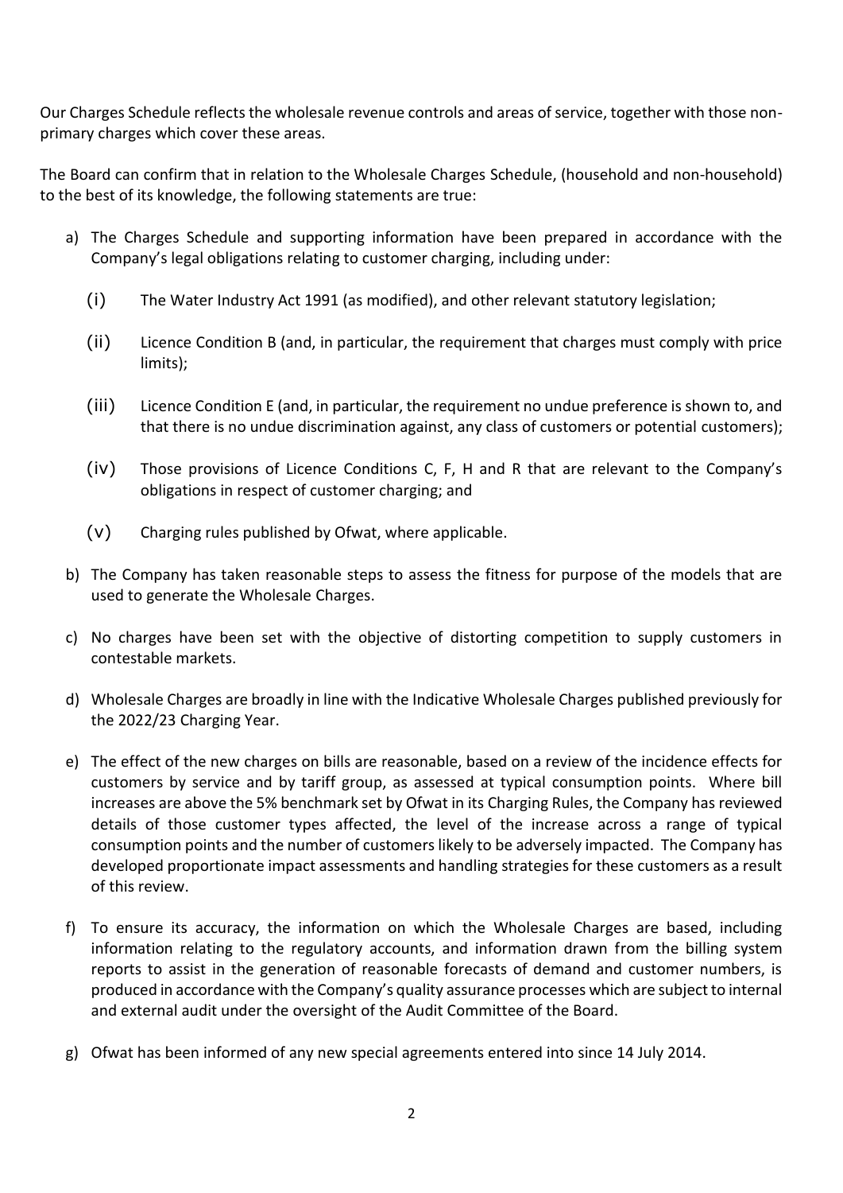Our Charges Schedule reflects the wholesale revenue controls and areas of service, together with those non-primary charges which cover these areas.

The Board can confirm that in relation to the Wholesale Charges Schedule, (household and non-household) to the best of its knowledge, the following statements are true:

a) The Charges Schedule and supporting information have been prepared in accordance with the Company's legal obligations relating to customer charging, including under:

   (i) The Water Industry Act 1991 (as modified), and other relevant statutory legislation;

   (ii) Licence Condition B (and, in particular, the requirement that charges must comply with price limits);

   (iii) Licence Condition E (and, in particular, the requirement no undue preference is shown to, and that there is no undue discrimination against, any class of customers or potential customers);

   (iv) Those provisions of Licence Conditions C, F, H and R that are relevant to the Company's obligations in respect of customer charging; and

   (v) Charging rules published by Ofwat, where applicable.

b) The Company has taken reasonable steps to assess the fitness for purpose of the models that are used to generate the Wholesale Charges.

c) No charges have been set with the objective of distorting competition to supply customers in contestable markets.

d) Wholesale Charges are broadly in line with the Indicative Wholesale Charges published previously for the 2022/23 Charging Year.

e) The effect of the new charges on bills are reasonable, based on a review of the incidence effects for customers by service and by tariff group, as assessed at typical consumption points. Where bill increases are above the 5% benchmark set by Ofwat in its Charging Rules, the Company has reviewed details of those customer types affected, the level of the increase across a range of typical consumption points and the number of customers likely to be adversely impacted. The Company has developed proportionate impact assessments and handling strategies for these customers as a result of this review.

f) To ensure its accuracy, the information on which the Wholesale Charges are based, including information relating to the regulatory accounts, and information drawn from the billing system reports to assist in the generation of reasonable forecasts of demand and customer numbers, is produced in accordance with the Company's quality assurance processes which are subject to internal and external audit under the oversight of the Audit Committee of the Board.

g) Ofwat has been informed of any new special agreements entered into since 14 July 2014.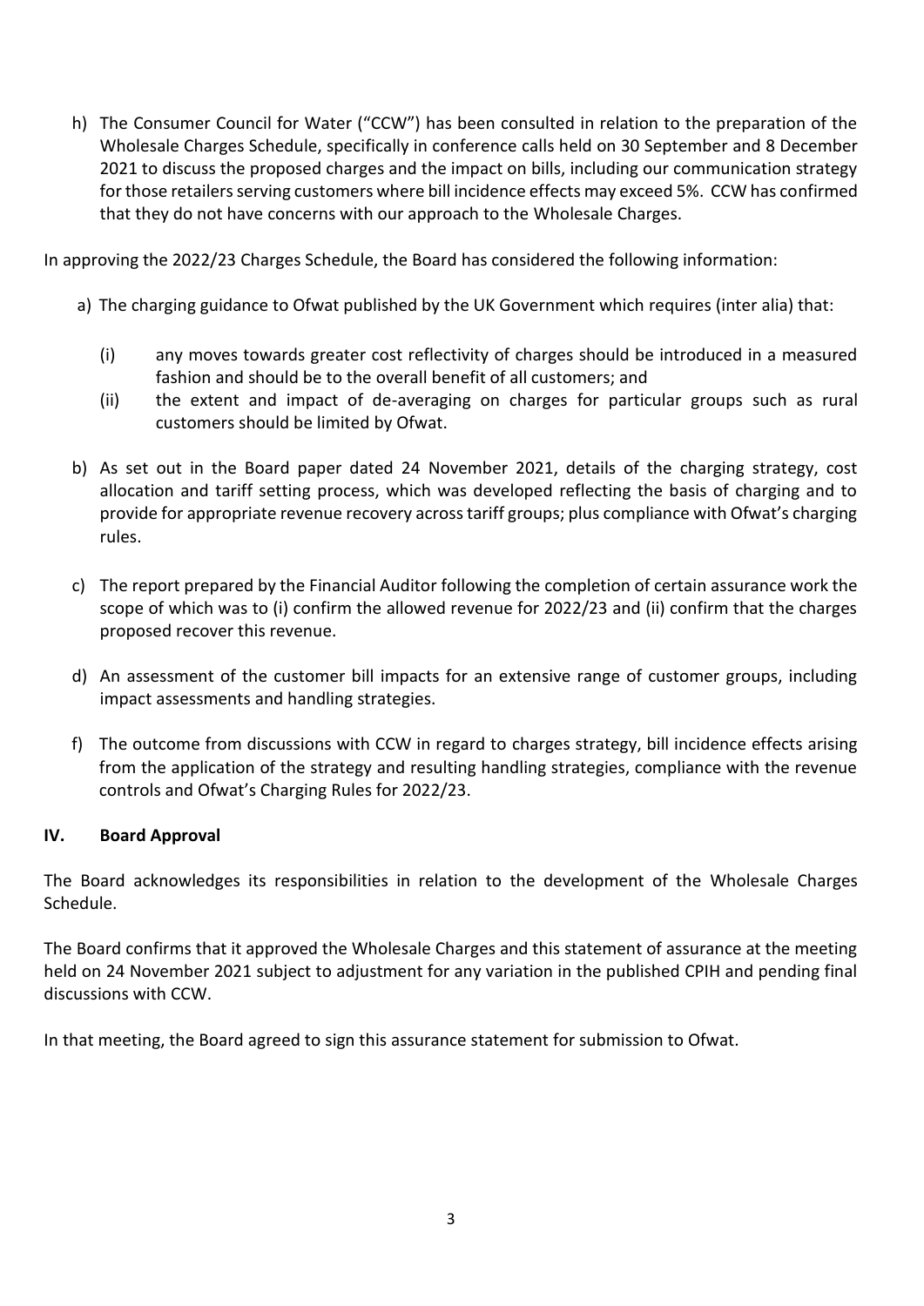h) The Consumer Council for Water ("CCW") has been consulted in relation to the preparation of the Wholesale Charges Schedule, specifically in conference calls held on 30 September and 8 December 2021 to discuss the proposed charges and the impact on bills, including our communication strategy for those retailers serving customers where bill incidence effects may exceed 5%. CCW has confirmed that they do not have concerns with our approach to the Wholesale Charges.

In approving the 2022/23 Charges Schedule, the Board has considered the following information:

a) The charging guidance to Ofwat published by the UK Government which requires (inter alia) that:

   (i) any moves towards greater cost reflectivity of charges should be introduced in a measured fashion and should be to the overall benefit of all customers; and

   (ii) the extent and impact of de-averaging on charges for particular groups such as rural customers should be limited by Ofwat.

b) As set out in the Board paper dated 24 November 2021, details of the charging strategy, cost allocation and tariff setting process, which was developed reflecting the basis of charging and to provide for appropriate revenue recovery across tariff groups; plus compliance with Ofwat's charging rules.

c) The report prepared by the Financial Auditor following the completion of certain assurance work the scope of which was to (i) confirm the allowed revenue for 2022/23 and (ii) confirm that the charges proposed recover this revenue.

d) An assessment of the customer bill impacts for an extensive range of customer groups, including impact assessments and handling strategies.

f) The outcome from discussions with CCW in regard to charges strategy, bill incidence effects arising from the application of the strategy and resulting handling strategies, compliance with the revenue controls and Ofwat's Charging Rules for 2022/23.

## IV. Board Approval

The Board acknowledges its responsibilities in relation to the development of the Wholesale Charges Schedule.

The Board confirms that it approved the Wholesale Charges and this statement of assurance at the meeting held on 24 November 2021 subject to adjustment for any variation in the published CPIH and pending final discussions with CCW.

In that meeting, the Board agreed to sign this assurance statement for submission to Ofwat.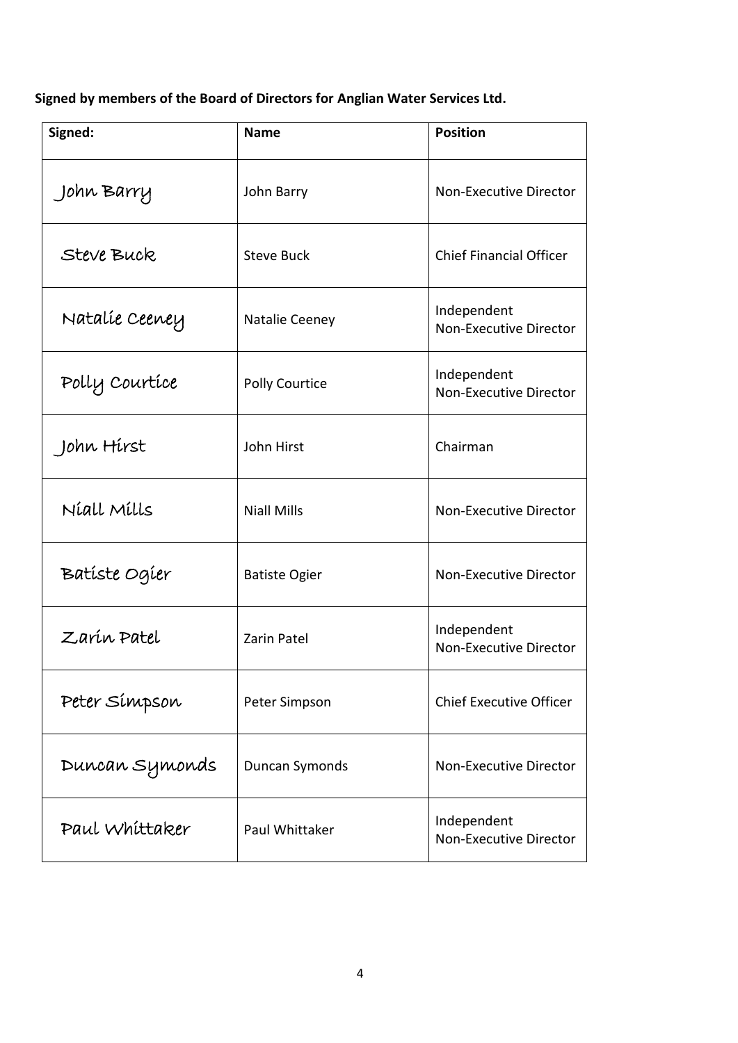**Signed by members of the Board of Directors for Anglian Water Services Ltd.**

| Signed: | Name | Position |
|---|---|---|
| John Barry | John Barry | Non-Executive Director |
| Steve Buck | Steve Buck | Chief Financial Officer |
| Natalie Ceeney | Natalie Ceeney | Independent Non-Executive Director |
| Polly Courtice | Polly Courtice | Independent Non-Executive Director |
| John Hirst | John Hirst | Chairman |
| Niall Mills | Niall Mills | Non-Executive Director |
| Batiste Ogier | Batiste Ogier | Non-Executive Director |
| Zarin Patel | Zarin Patel | Independent Non-Executive Director |
| Peter Simpson | Peter Simpson | Chief Executive Officer |
| Duncan Symonds | Duncan Symonds | Non-Executive Director |
| Paul Whittaker | Paul Whittaker | Independent Non-Executive Director |